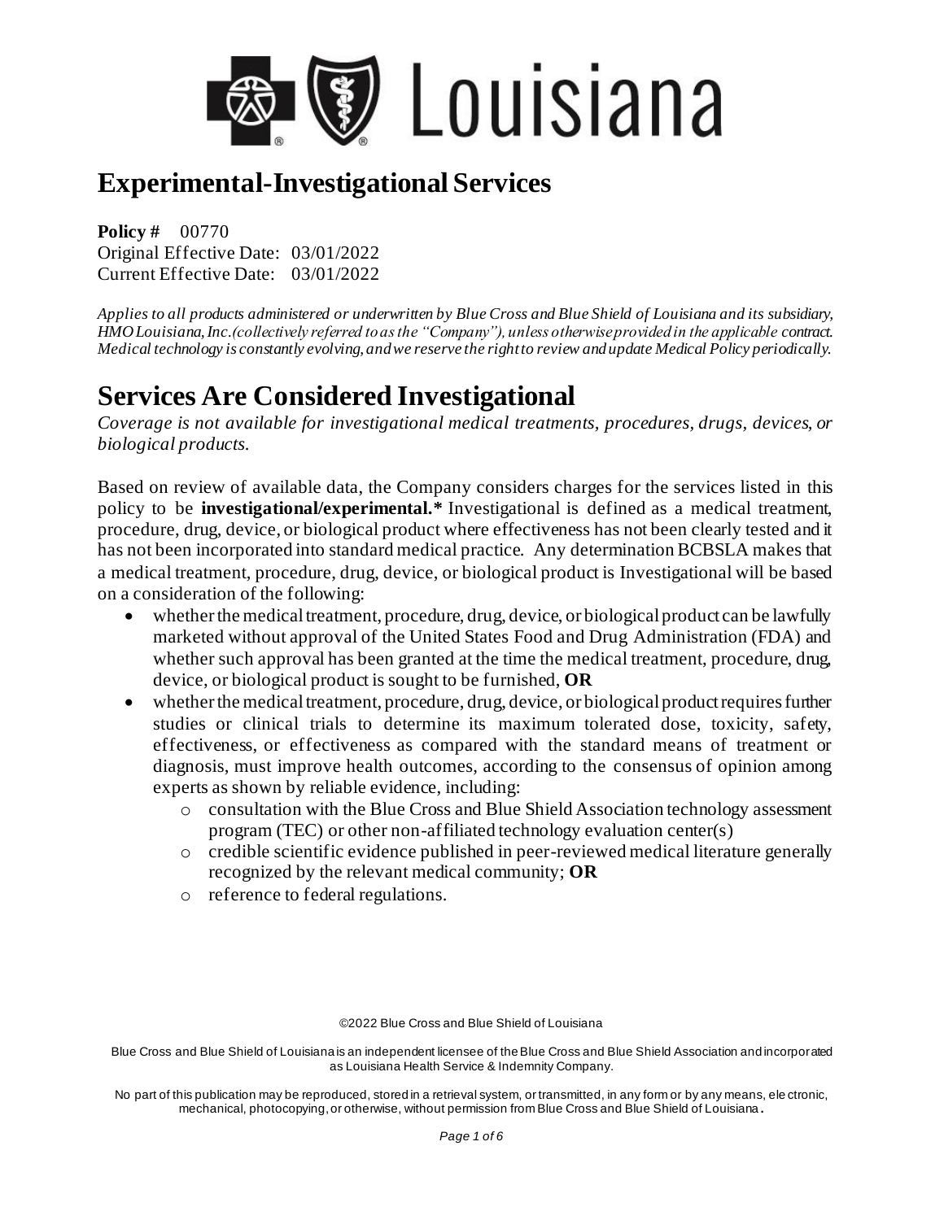# Experimental-Investigational Services

**Policy #** 00770
Original Effective Date: 03/01/2022
Current Effective Date: 03/01/2022

*Applies to all products administered or underwritten by Blue Cross and Blue Shield of Louisiana and its subsidiary, HMO Louisiana, Inc.(collectively referred to as the "Company"), unless otherwise provided in the applicable contract. Medical technology is constantly evolving, and we reserve the right to review and update Medical Policy periodically.*

# Services Are Considered Investigational

*Coverage is not available for investigational medical treatments, procedures, drugs, devices, or biological products.*

Based on review of available data, the Company considers charges for the services listed in this policy to be **investigational/experimental.*** Investigational is defined as a medical treatment, procedure, drug, device, or biological product where effectiveness has not been clearly tested and it has not been incorporated into standard medical practice. Any determination BCBSLA makes that a medical treatment, procedure, drug, device, or biological product is Investigational will be based on a consideration of the following:

- whether the medical treatment, procedure, drug, device, or biological product can be lawfully marketed without approval of the United States Food and Drug Administration (FDA) and whether such approval has been granted at the time the medical treatment, procedure, drug, device, or biological product is sought to be furnished, **OR**
- whether the medical treatment, procedure, drug, device, or biological product requires further studies or clinical trials to determine its maximum tolerated dose, toxicity, safety, effectiveness, or effectiveness as compared with the standard means of treatment or diagnosis, must improve health outcomes, according to the consensus of opinion among experts as shown by reliable evidence, including:
  - consultation with the Blue Cross and Blue Shield Association technology assessment program (TEC) or other non-affiliated technology evaluation center(s)
  - credible scientific evidence published in peer-reviewed medical literature generally recognized by the relevant medical community; **OR**
  - reference to federal regulations.

©2022 Blue Cross and Blue Shield of Louisiana

Blue Cross and Blue Shield of Louisiana is an independent licensee of the Blue Cross and Blue Shield Association and incorporated as Louisiana Health Service & Indemnity Company.

No part of this publication may be reproduced, stored in a retrieval system, or transmitted, in any form or by any means, electronic, mechanical, photocopying, or otherwise, without permission from Blue Cross and Blue Shield of Louisiana.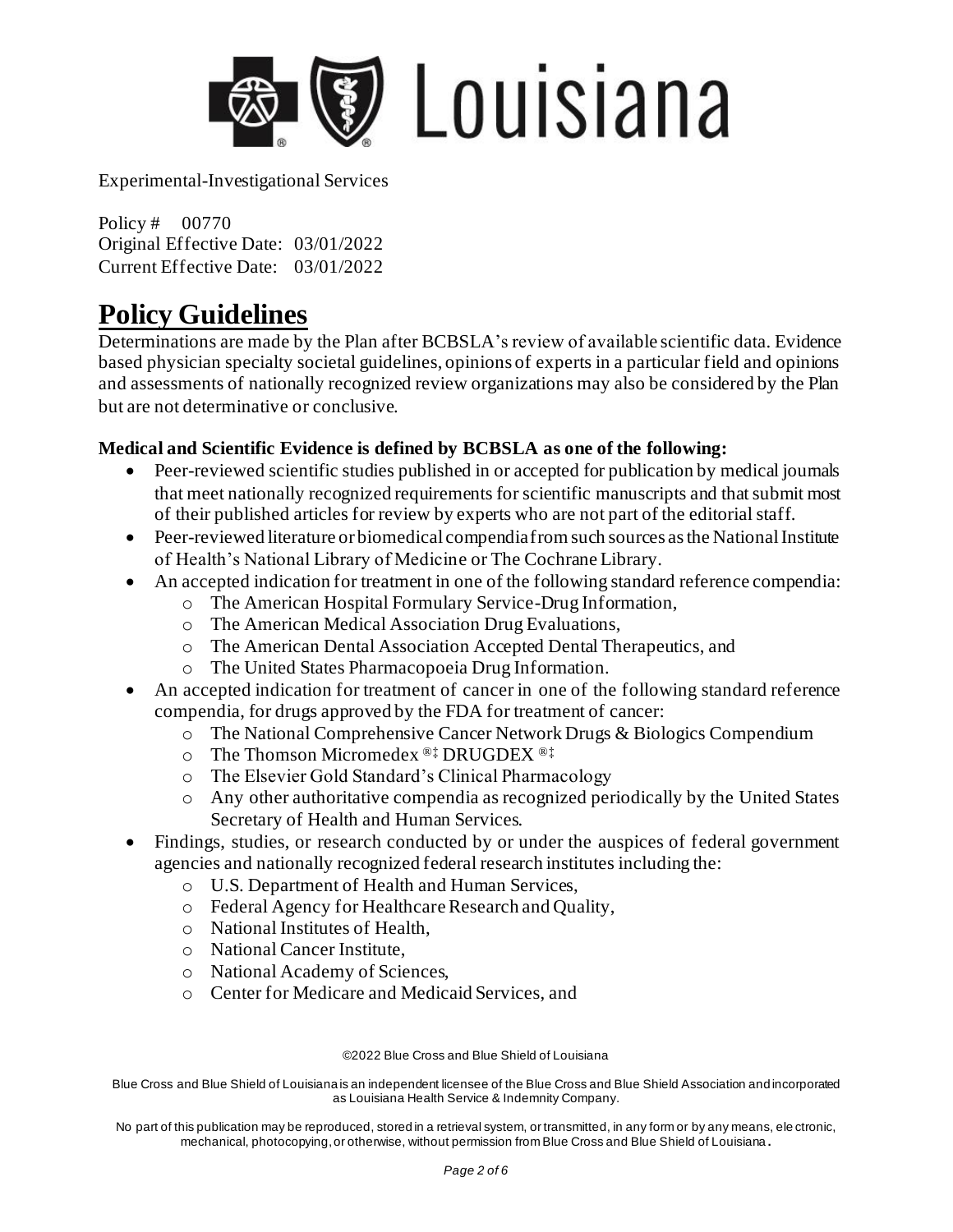Experimental-Investigational Services

Policy # 00770
Original Effective Date: 03/01/2022
Current Effective Date: 03/01/2022

# Policy Guidelines

Determinations are made by the Plan after BCBSLA's review of available scientific data. Evidence based physician specialty societal guidelines, opinions of experts in a particular field and opinions and assessments of nationally recognized review organizations may also be considered by the Plan but are not determinative or conclusive.

**Medical and Scientific Evidence is defined by BCBSLA as one of the following:**

- Peer-reviewed scientific studies published in or accepted for publication by medical journals that meet nationally recognized requirements for scientific manuscripts and that submit most of their published articles for review by experts who are not part of the editorial staff.
- Peer-reviewed literature or biomedical compendia from such sources as the National Institute of Health's National Library of Medicine or The Cochrane Library.
- An accepted indication for treatment in one of the following standard reference compendia:
    - The American Hospital Formulary Service-Drug Information,
    - The American Medical Association Drug Evaluations,
    - The American Dental Association Accepted Dental Therapeutics, and
    - The United States Pharmacopoeia Drug Information.
- An accepted indication for treatment of cancer in one of the following standard reference compendia, for drugs approved by the FDA for treatment of cancer:
    - The National Comprehensive Cancer Network Drugs & Biologics Compendium
    - The Thomson Micromedex ®‡ DRUGDEX ®‡
    - The Elsevier Gold Standard's Clinical Pharmacology
    - Any other authoritative compendia as recognized periodically by the United States Secretary of Health and Human Services.
- Findings, studies, or research conducted by or under the auspices of federal government agencies and nationally recognized federal research institutes including the:
    - U.S. Department of Health and Human Services,
    - Federal Agency for Healthcare Research and Quality,
    - National Institutes of Health,
    - National Cancer Institute,
    - National Academy of Sciences,
    - Center for Medicare and Medicaid Services, and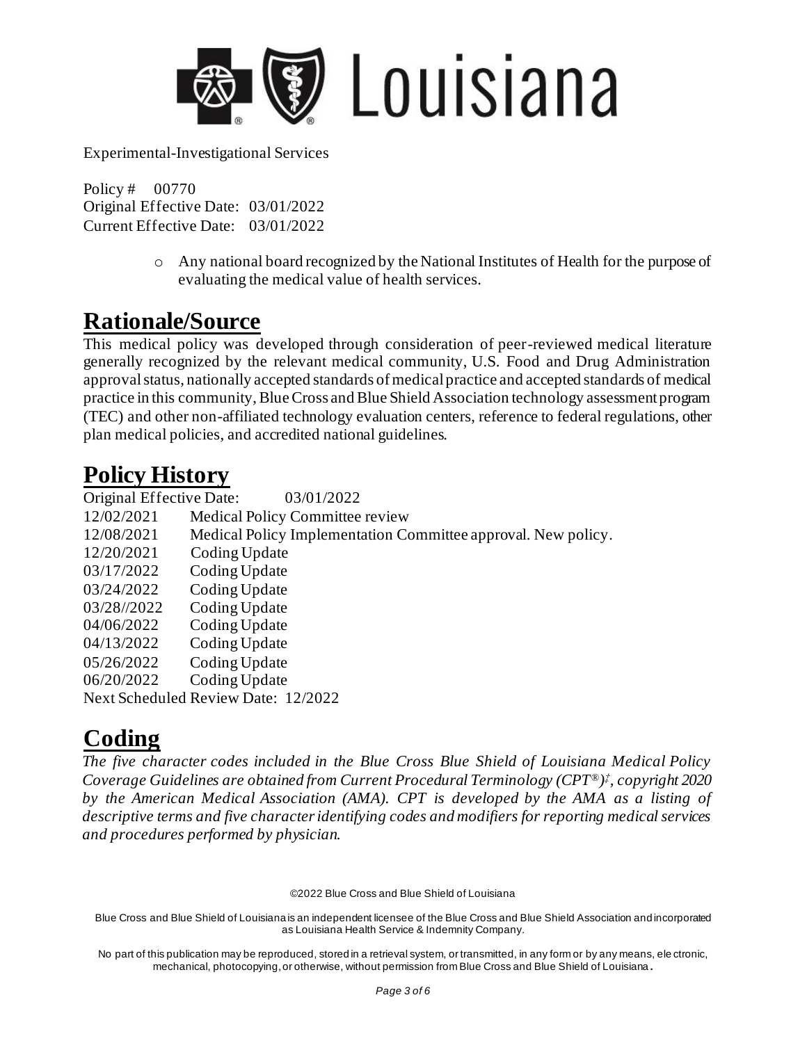- Any national board recognized by the National Institutes of Health for the purpose of evaluating the medical value of health services.

# Rationale/Source

This medical policy was developed through consideration of peer-reviewed medical literature generally recognized by the relevant medical community, U.S. Food and Drug Administration approval status, nationally accepted standards of medical practice and accepted standards of medical practice in this community, Blue Cross and Blue Shield Association technology assessment program (TEC) and other non-affiliated technology evaluation centers, reference to federal regulations, other plan medical policies, and accredited national guidelines.

# Policy History

Original Effective Date: 03/01/2022

| | |
|---|---|
| 12/02/2021 | Medical Policy Committee review |
| 12/08/2021 | Medical Policy Implementation Committee approval. New policy. |
| 12/20/2021 | Coding Update |
| 03/17/2022 | Coding Update |
| 03/24/2022 | Coding Update |
| 03/28//2022 | Coding Update |
| 04/06/2022 | Coding Update |
| 04/13/2022 | Coding Update |
| 05/26/2022 | Coding Update |
| 06/20/2022 | Coding Update |

Next Scheduled Review Date: 12/2022

# Coding

*The five character codes included in the Blue Cross Blue Shield of Louisiana Medical Policy Coverage Guidelines are obtained from Current Procedural Terminology (CPT®)‡, copyright 2020 by the American Medical Association (AMA). CPT is developed by the AMA as a listing of descriptive terms and five character identifying codes and modifiers for reporting medical services and procedures performed by physician.*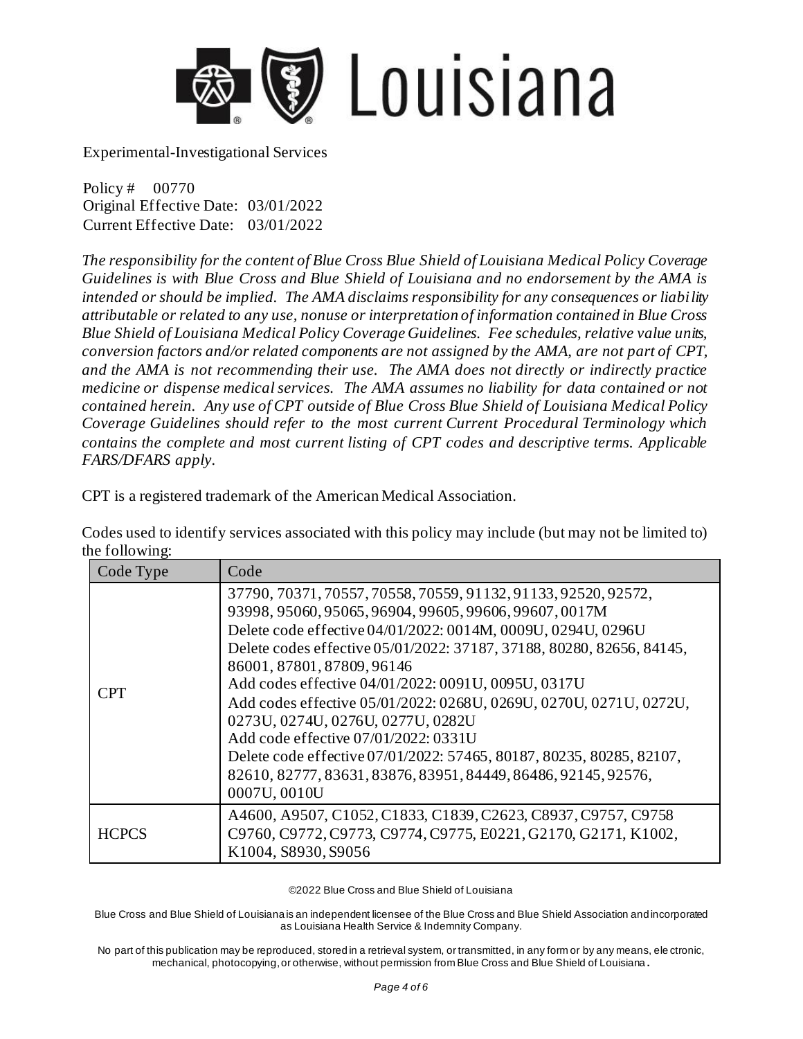Experimental-Investigational Services

Policy # 00770
Original Effective Date: 03/01/2022
Current Effective Date: 03/01/2022

*The responsibility for the content of Blue Cross Blue Shield of Louisiana Medical Policy Coverage Guidelines is with Blue Cross and Blue Shield of Louisiana and no endorsement by the AMA is intended or should be implied. The AMA disclaims responsibility for any consequences or liability attributable or related to any use, nonuse or interpretation of information contained in Blue Cross Blue Shield of Louisiana Medical Policy Coverage Guidelines. Fee schedules, relative value units, conversion factors and/or related components are not assigned by the AMA, are not part of CPT, and the AMA is not recommending their use. The AMA does not directly or indirectly practice medicine or dispense medical services. The AMA assumes no liability for data contained or not contained herein. Any use of CPT outside of Blue Cross Blue Shield of Louisiana Medical Policy Coverage Guidelines should refer to the most current Current Procedural Terminology which contains the complete and most current listing of CPT codes and descriptive terms. Applicable FARS/DFARS apply.*

CPT is a registered trademark of the American Medical Association.

Codes used to identify services associated with this policy may include (but may not be limited to) the following:

| Code Type | Code |
|---|---|
| CPT | 37790, 70371, 70557, 70558, 70559, 91132, 91133, 92520, 92572, 93998, 95060, 95065, 96904, 99605, 99606, 99607, 0017M<br>Delete code effective 04/01/2022: 0014M, 0009U, 0294U, 0296U<br>Delete codes effective 05/01/2022: 37187, 37188, 80280, 82656, 84145, 86001, 87801, 87809, 96146<br>Add codes effective 04/01/2022: 0091U, 0095U, 0317U<br>Add codes effective 05/01/2022: 0268U, 0269U, 0270U, 0271U, 0272U, 0273U, 0274U, 0276U, 0277U, 0282U<br>Add code effective 07/01/2022: 0331U<br>Delete code effective 07/01/2022: 57465, 80187, 80235, 80285, 82107, 82610, 82777, 83631, 83876, 83951, 84449, 86486, 92145, 92576, 0007U, 0010U |
| HCPCS | A4600, A9507, C1052, C1833, C1839, C2623, C8937, C9757, C9758 C9760, C9772, C9773, C9774, C9775, E0221, G2170, G2171, K1002, K1004, S8930, S9056 |

©2022 Blue Cross and Blue Shield of Louisiana

Blue Cross and Blue Shield of Louisiana is an independent licensee of the Blue Cross and Blue Shield Association and incorporated as Louisiana Health Service & Indemnity Company.

No part of this publication may be reproduced, stored in a retrieval system, or transmitted, in any form or by any means, electronic, mechanical, photocopying, or otherwise, without permission from Blue Cross and Blue Shield of Louisiana.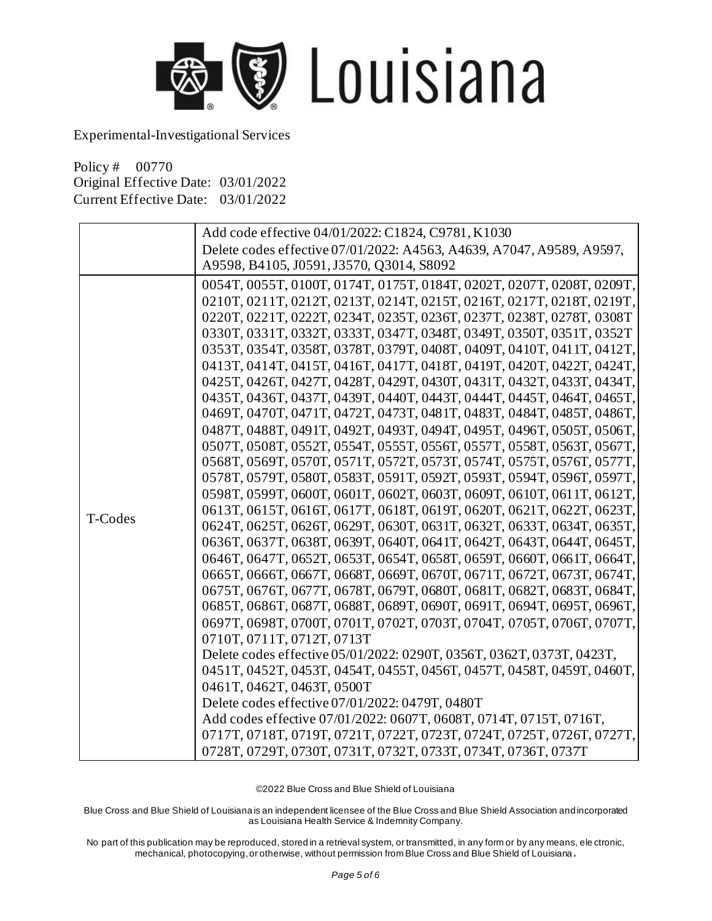Experimental-Investigational Services

Policy # 00770
Original Effective Date: 03/01/2022
Current Effective Date: 03/01/2022

| | |
|---|---|
| | Add code effective 04/01/2022: C1824, C9781, K1030<br>Delete codes effective 07/01/2022: A4563, A4639, A7047, A9589, A9597, A9598, B4105, J0591, J3570, Q3014, S8092 |
| T-Codes | 0054T, 0055T, 0100T, 0174T, 0175T, 0184T, 0202T, 0207T, 0208T, 0209T, 0210T, 0211T, 0212T, 0213T, 0214T, 0215T, 0216T, 0217T, 0218T, 0219T, 0220T, 0221T, 0222T, 0234T, 0235T, 0236T, 0237T, 0238T, 0278T, 0308T 0330T, 0331T, 0332T, 0333T, 0347T, 0348T, 0349T, 0350T, 0351T, 0352T 0353T, 0354T, 0358T, 0378T, 0379T, 0408T, 0409T, 0410T, 0411T, 0412T, 0413T, 0414T, 0415T, 0416T, 0417T, 0418T, 0419T, 0420T, 0422T, 0424T, 0425T, 0426T, 0427T, 0428T, 0429T, 0430T, 0431T, 0432T, 0433T, 0434T, 0435T, 0436T, 0437T, 0439T, 0440T, 0443T, 0444T, 0445T, 0464T, 0465T, 0469T, 0470T, 0471T, 0472T, 0473T, 0481T, 0483T, 0484T, 0485T, 0486T, 0487T, 0488T, 0491T, 0492T, 0493T, 0494T, 0495T, 0496T, 0505T, 0506T, 0507T, 0508T, 0552T, 0554T, 0555T, 0556T, 0557T, 0558T, 0563T, 0567T, 0568T, 0569T, 0570T, 0571T, 0572T, 0573T, 0574T, 0575T, 0576T, 0577T, 0578T, 0579T, 0580T, 0583T, 0591T, 0592T, 0593T, 0594T, 0596T, 0597T, 0598T, 0599T, 0600T, 0601T, 0602T, 0603T, 0609T, 0610T, 0611T, 0612T, 0613T, 0615T, 0616T, 0617T, 0618T, 0619T, 0620T, 0621T, 0622T, 0623T, 0624T, 0625T, 0626T, 0629T, 0630T, 0631T, 0632T, 0633T, 0634T, 0635T, 0636T, 0637T, 0638T, 0639T, 0640T, 0641T, 0642T, 0643T, 0644T, 0645T, 0646T, 0647T, 0652T, 0653T, 0654T, 0658T, 0659T, 0660T, 0661T, 0664T, 0665T, 0666T, 0667T, 0668T, 0669T, 0670T, 0671T, 0672T, 0673T, 0674T, 0675T, 0676T, 0677T, 0678T, 0679T, 0680T, 0681T, 0682T, 0683T, 0684T, 0685T, 0686T, 0687T, 0688T, 0689T, 0690T, 0691T, 0694T, 0695T, 0696T, 0697T, 0698T, 0700T, 0701T, 0702T, 0703T, 0704T, 0705T, 0706T, 0707T, 0710T, 0711T, 0712T, 0713T<br>Delete codes effective 05/01/2022: 0290T, 0356T, 0362T, 0373T, 0423T, 0451T, 0452T, 0453T, 0454T, 0455T, 0456T, 0457T, 0458T, 0459T, 0460T, 0461T, 0462T, 0463T, 0500T<br>Delete codes effective 07/01/2022: 0479T, 0480T<br>Add codes effective 07/01/2022: 0607T, 0608T, 0714T, 0715T, 0716T, 0717T, 0718T, 0719T, 0721T, 0722T, 0723T, 0724T, 0725T, 0726T, 0727T, 0728T, 0729T, 0730T, 0731T, 0732T, 0733T, 0734T, 0736T, 0737T |

©2022 Blue Cross and Blue Shield of Louisiana

Blue Cross and Blue Shield of Louisiana is an independent licensee of the Blue Cross and Blue Shield Association and incorporated as Louisiana Health Service & Indemnity Company.

No part of this publication may be reproduced, stored in a retrieval system, or transmitted, in any form or by any means, electronic, mechanical, photocopying, or otherwise, without permission from Blue Cross and Blue Shield of Louisiana.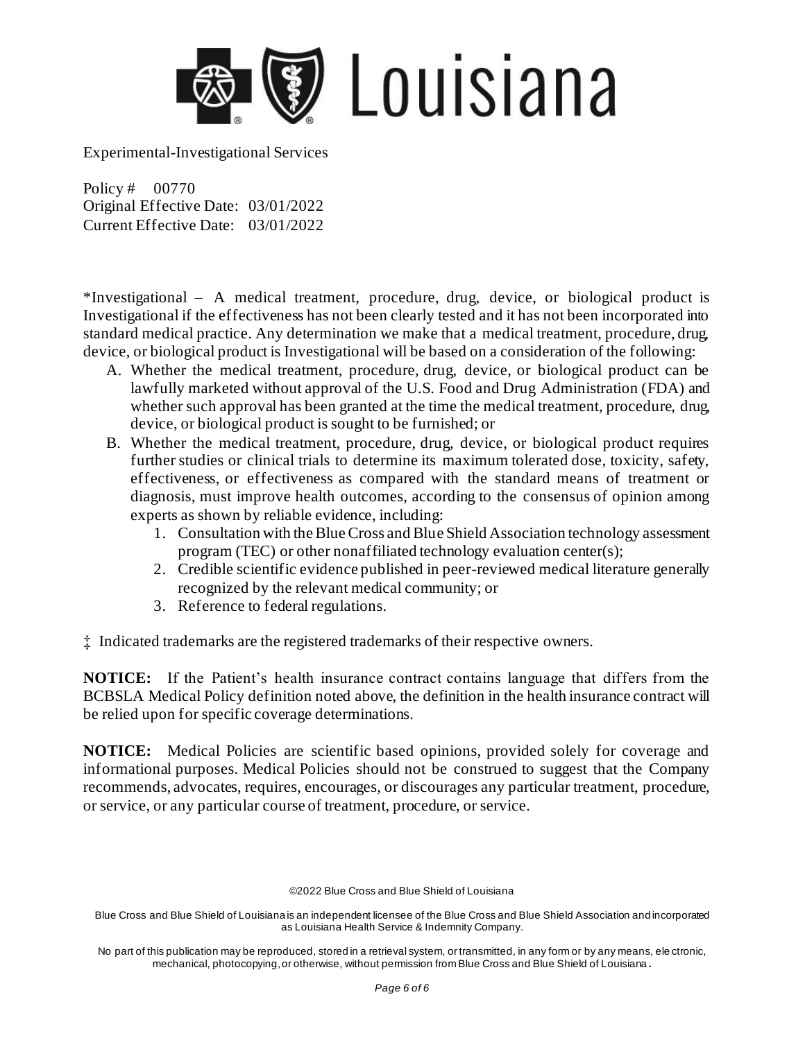Experimental-Investigational Services

Policy # 00770
Original Effective Date: 03/01/2022
Current Effective Date: 03/01/2022

*Investigational – A medical treatment, procedure, drug, device, or biological product is Investigational if the effectiveness has not been clearly tested and it has not been incorporated into standard medical practice. Any determination we make that a medical treatment, procedure, drug, device, or biological product is Investigational will be based on a consideration of the following:

A. Whether the medical treatment, procedure, drug, device, or biological product can be lawfully marketed without approval of the U.S. Food and Drug Administration (FDA) and whether such approval has been granted at the time the medical treatment, procedure, drug, device, or biological product is sought to be furnished; or
B. Whether the medical treatment, procedure, drug, device, or biological product requires further studies or clinical trials to determine its maximum tolerated dose, toxicity, safety, effectiveness, or effectiveness as compared with the standard means of treatment or diagnosis, must improve health outcomes, according to the consensus of opinion among experts as shown by reliable evidence, including:
   1. Consultation with the Blue Cross and Blue Shield Association technology assessment program (TEC) or other nonaffiliated technology evaluation center(s);
   2. Credible scientific evidence published in peer-reviewed medical literature generally recognized by the relevant medical community; or
   3. Reference to federal regulations.

‡ Indicated trademarks are the registered trademarks of their respective owners.

**NOTICE:** If the Patient's health insurance contract contains language that differs from the BCBSLA Medical Policy definition noted above, the definition in the health insurance contract will be relied upon for specific coverage determinations.

**NOTICE:** Medical Policies are scientific based opinions, provided solely for coverage and informational purposes. Medical Policies should not be construed to suggest that the Company recommends, advocates, requires, encourages, or discourages any particular treatment, procedure, or service, or any particular course of treatment, procedure, or service.

©2022 Blue Cross and Blue Shield of Louisiana

Blue Cross and Blue Shield of Louisiana is an independent licensee of the Blue Cross and Blue Shield Association and incorporated as Louisiana Health Service & Indemnity Company.

No part of this publication may be reproduced, stored in a retrieval system, or transmitted, in any form or by any means, electronic, mechanical, photocopying, or otherwise, without permission from Blue Cross and Blue Shield of Louisiana.